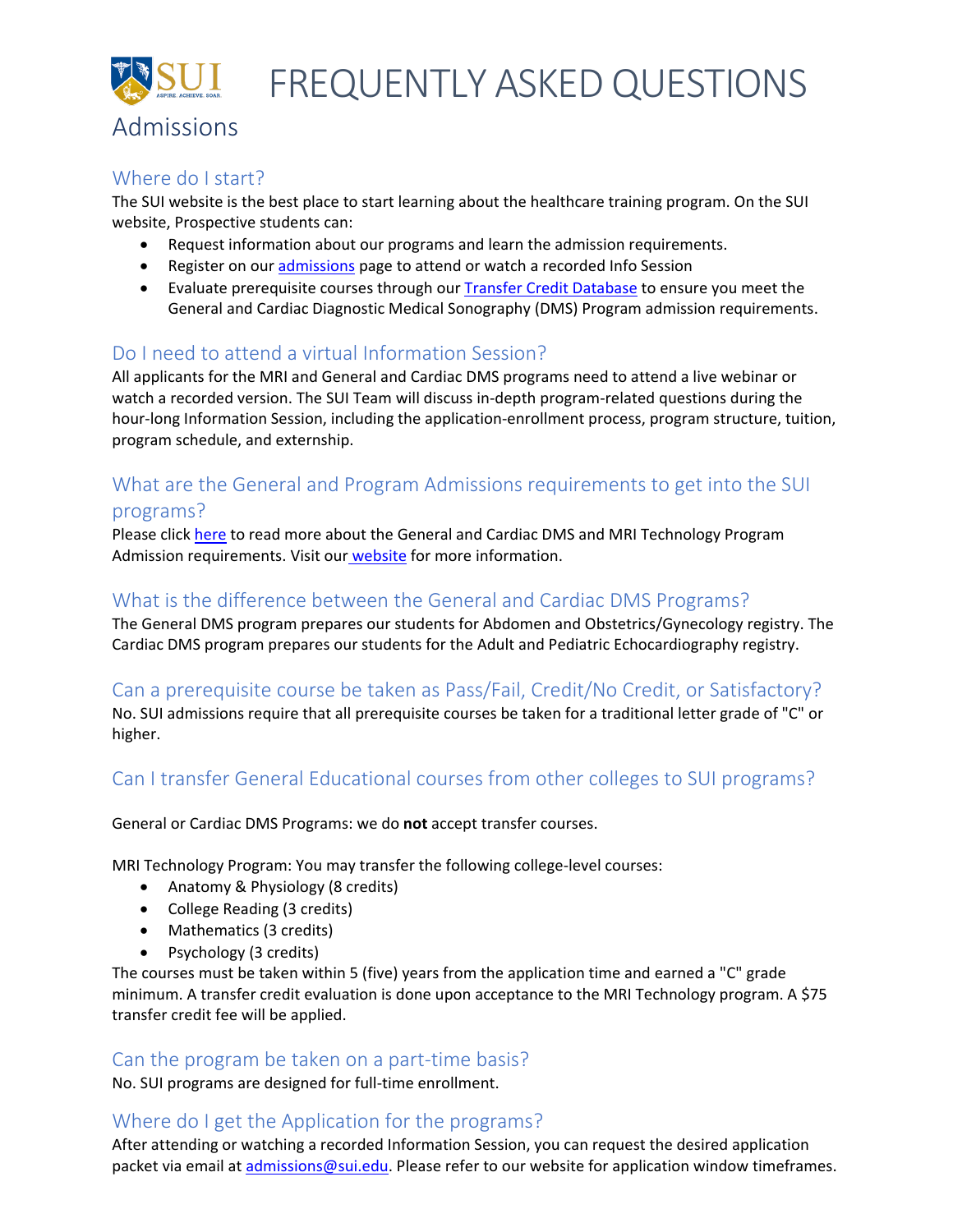# FREQUENTLY ASKED QUESTIONS

## Admissions

### Where do I start?

The SUI website is the best place to start learning about the healthcare training program. On the SUI website, Prospective students can:

- Request information about our programs and learn the admission requirements.
- Register on our admissions page to attend or watch a recorded Info Session
- Evaluate prerequisite courses through our Transfer Credit Database to ensure you meet the General and Cardiac Diagnostic Medical Sonography (DMS) Program admission requirements.

### Do I need to attend a virtual Information Session?

All applicants for the MRI and General and Cardiac DMS programs need to attend a live webinar or watch a recorded version. The SUI Team will discuss in-depth program-related questions during the hour-long Information Session, including the application-enrollment process, program structure, tuition, program schedule, and externship.

### What are the General and Program Admissions requirements to get into the SUI programs?

Please click here to read more about the General and Cardiac DMS and MRI Technology Program Admission requirements. Visit our website for more information.

### What is the difference between the General and Cardiac DMS Programs?

The General DMS program prepares our students for Abdomen and Obstetrics/Gynecology registry. The Cardiac DMS program prepares our students for the Adult and Pediatric Echocardiography registry.

### Can a prerequisite course be taken as Pass/Fail, Credit/No Credit, or Satisfactory?

No. SUI admissions require that all prerequisite courses be taken for a traditional letter grade of "C" or higher.

### Can I transfer General Educational courses from other colleges to SUI programs?

General or Cardiac DMS Programs: we do **not** accept transfer courses.

MRI Technology Program: You may transfer the following college-level courses:

- Anatomy & Physiology (8 credits)
- College Reading (3 credits)
- Mathematics (3 credits)
- Psychology (3 credits)

The courses must be taken within 5 (five) years from the application time and earned a "C" grade minimum. A transfer credit evaluation is done upon acceptance to the MRI Technology program. A $75 transfer credit fee will be applied.

### Can the program be taken on a part-time basis?

No. SUI programs are designed for full-time enrollment.

### Where do I get the Application for the programs?

After attending or watching a recorded Information Session, you can request the desired application packet via email at admissions@sui.edu. Please refer to our website for application window timeframes.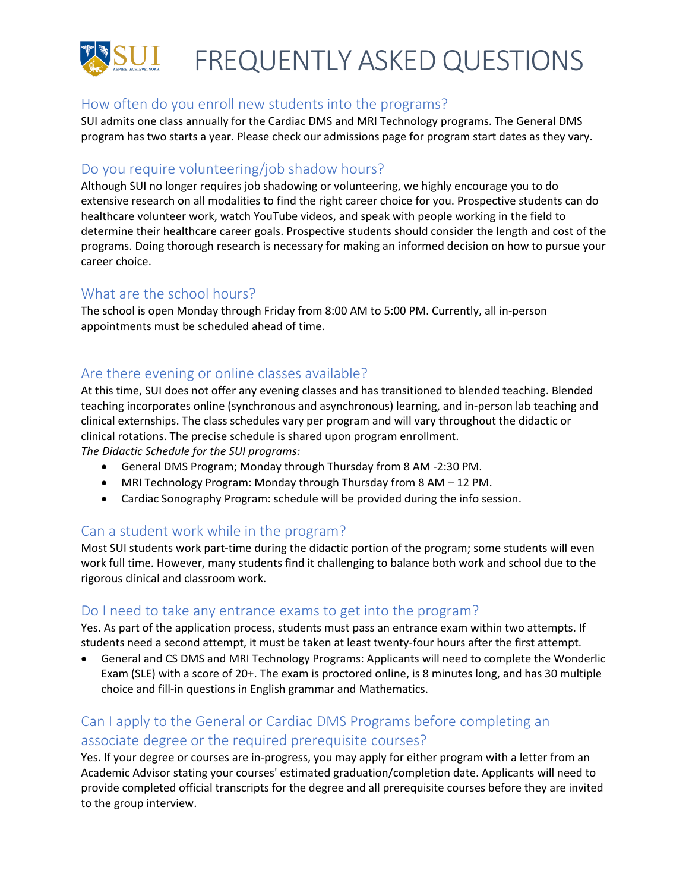# FREQUENTLY ASKED QUESTIONS

## How often do you enroll new students into the programs?

SUI admits one class annually for the Cardiac DMS and MRI Technology programs. The General DMS program has two starts a year. Please check our admissions page for program start dates as they vary.

## Do you require volunteering/job shadow hours?

Although SUI no longer requires job shadowing or volunteering, we highly encourage you to do extensive research on all modalities to find the right career choice for you. Prospective students can do healthcare volunteer work, watch YouTube videos, and speak with people working in the field to determine their healthcare career goals. Prospective students should consider the length and cost of the programs. Doing thorough research is necessary for making an informed decision on how to pursue your career choice.

## What are the school hours?

The school is open Monday through Friday from 8:00 AM to 5:00 PM. Currently, all in-person appointments must be scheduled ahead of time.

## Are there evening or online classes available?

At this time, SUI does not offer any evening classes and has transitioned to blended teaching. Blended teaching incorporates online (synchronous and asynchronous) learning, and in-person lab teaching and clinical externships. The class schedules vary per program and will vary throughout the didactic or clinical rotations. The precise schedule is shared upon program enrollment.

*The Didactic Schedule for the SUI programs:*

- General DMS Program; Monday through Thursday from 8 AM -2:30 PM.
- MRI Technology Program: Monday through Thursday from 8 AM – 12 PM.
- Cardiac Sonography Program: schedule will be provided during the info session.

## Can a student work while in the program?

Most SUI students work part-time during the didactic portion of the program; some students will even work full time. However, many students find it challenging to balance both work and school due to the rigorous clinical and classroom work.

## Do I need to take any entrance exams to get into the program?

Yes. As part of the application process, students must pass an entrance exam within two attempts. If students need a second attempt, it must be taken at least twenty-four hours after the first attempt.

- General and CS DMS and MRI Technology Programs: Applicants will need to complete the Wonderlic Exam (SLE) with a score of 20+. The exam is proctored online, is 8 minutes long, and has 30 multiple choice and fill-in questions in English grammar and Mathematics.

## Can I apply to the General or Cardiac DMS Programs before completing an associate degree or the required prerequisite courses?

Yes. If your degree or courses are in-progress, you may apply for either program with a letter from an Academic Advisor stating your courses' estimated graduation/completion date. Applicants will need to provide completed official transcripts for the degree and all prerequisite courses before they are invited to the group interview.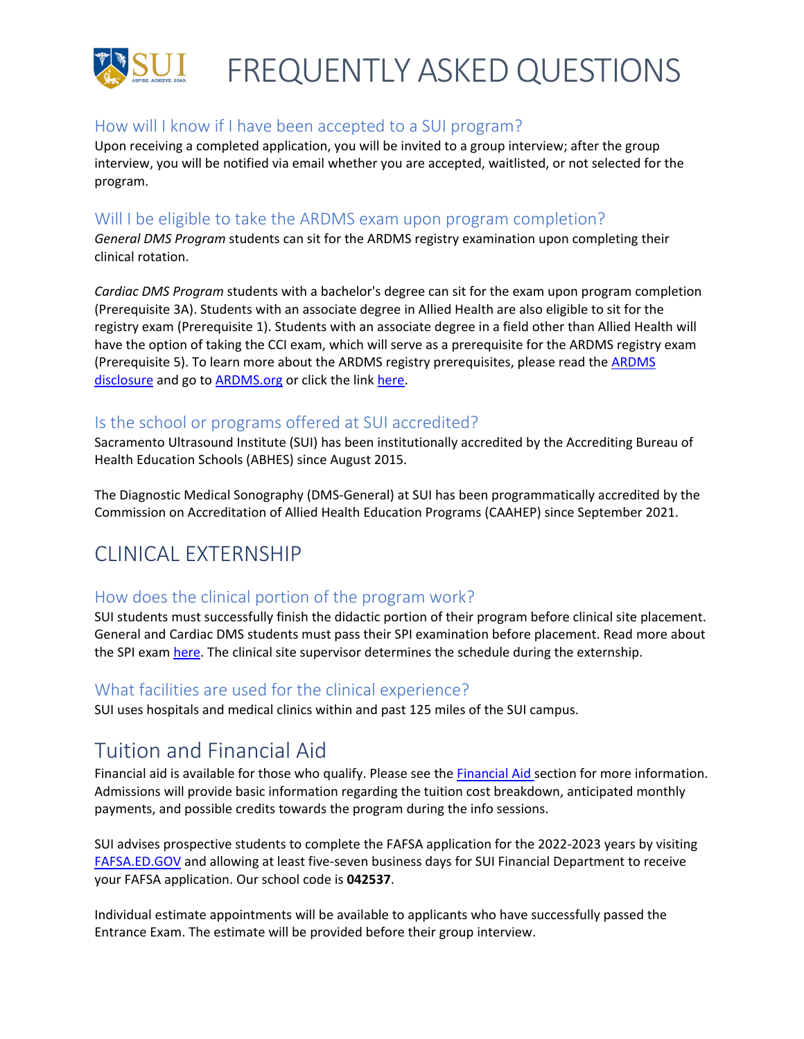# FREQUENTLY ASKED QUESTIONS

### How will I know if I have been accepted to a SUI program?

Upon receiving a completed application, you will be invited to a group interview; after the group interview, you will be notified via email whether you are accepted, waitlisted, or not selected for the program.

### Will I be eligible to take the ARDMS exam upon program completion?

*General DMS Program* students can sit for the ARDMS registry examination upon completing their clinical rotation.

*Cardiac DMS Program* students with a bachelor's degree can sit for the exam upon program completion (Prerequisite 3A). Students with an associate degree in Allied Health are also eligible to sit for the registry exam (Prerequisite 1). Students with an associate degree in a field other than Allied Health will have the option of taking the CCI exam, which will serve as a prerequisite for the ARDMS registry exam (Prerequisite 5). To learn more about the ARDMS registry prerequisites, please read the ARDMS disclosure and go to ARDMS.org or click the link here.

### Is the school or programs offered at SUI accredited?

Sacramento Ultrasound Institute (SUI) has been institutionally accredited by the Accrediting Bureau of Health Education Schools (ABHES) since August 2015.

The Diagnostic Medical Sonography (DMS-General) at SUI has been programmatically accredited by the Commission on Accreditation of Allied Health Education Programs (CAAHEP) since September 2021.

## CLINICAL EXTERNSHIP

### How does the clinical portion of the program work?

SUI students must successfully finish the didactic portion of their program before clinical site placement. General and Cardiac DMS students must pass their SPI examination before placement. Read more about the SPI exam here. The clinical site supervisor determines the schedule during the externship.

### What facilities are used for the clinical experience?

SUI uses hospitals and medical clinics within and past 125 miles of the SUI campus.

## Tuition and Financial Aid

Financial aid is available for those who qualify. Please see the Financial Aid section for more information. Admissions will provide basic information regarding the tuition cost breakdown, anticipated monthly payments, and possible credits towards the program during the info sessions.

SUI advises prospective students to complete the FAFSA application for the 2022-2023 years by visiting FAFSA.ED.GOV and allowing at least five-seven business days for SUI Financial Department to receive your FAFSA application. Our school code is **042537**.

Individual estimate appointments will be available to applicants who have successfully passed the Entrance Exam. The estimate will be provided before their group interview.